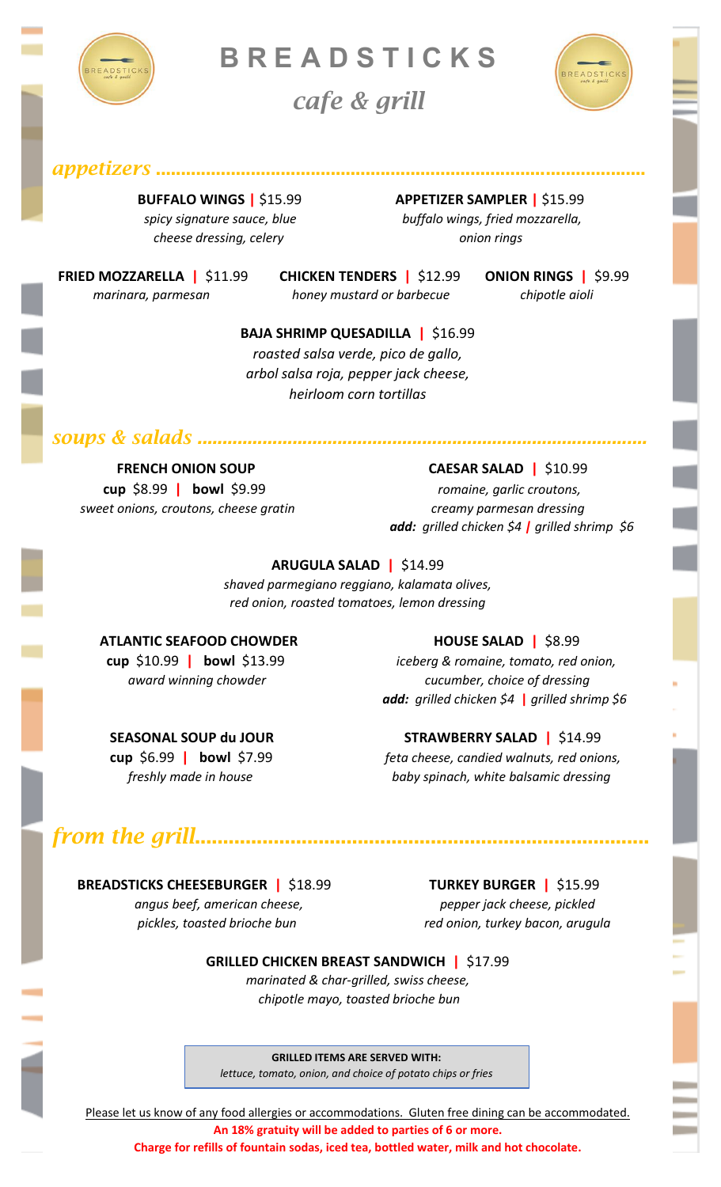# BREADSTICKS

*cafe & grill*

## *appetizers*

**BUFFALO WINGS** | $15.99
*spicy signature sauce, blue cheese dressing, celery*

**APPETIZER SAMPLER** | $15.99
*buffalo wings, fried mozzarella, onion rings*

**FRIED MOZZARELLA** | $11.99
*marinara, parmesan*

**CHICKEN TENDERS** | $12.99
*honey mustard or barbecue*

**ONION RINGS** | $9.99
*chipotle aioli*

**BAJA SHRIMP QUESADILLA** | $16.99
*roasted salsa verde, pico de gallo, arbol salsa roja, pepper jack cheese, heirloom corn tortillas*

## *soups & salads*

**FRENCH ONION SOUP**
**cup** $8.99 | **bowl** $9.99
*sweet onions, croutons, cheese gratin*

**CAESAR SALAD** | $10.99
*romaine, garlic croutons, creamy parmesan dressing*
***add:*** *grilled chicken $4 | grilled shrimp $6*

**ARUGULA SALAD** | $14.99
*shaved parmegiano reggiano, kalamata olives, red onion, roasted tomatoes, lemon dressing*

**ATLANTIC SEAFOOD CHOWDER**
**cup** $10.99 | **bowl** $13.99
*award winning chowder*

**HOUSE SALAD** | $8.99
*iceberg & romaine, tomato, red onion, cucumber, choice of dressing*
***add:*** *grilled chicken $4 | grilled shrimp $6*

**SEASONAL SOUP du JOUR**
**cup** $6.99 | **bowl** $7.99
*freshly made in house*

**STRAWBERRY SALAD** | $14.99
*feta cheese, candied walnuts, red onions, baby spinach, white balsamic dressing*

## *from the grill*

**BREADSTICKS CHEESEBURGER** | $18.99
*angus beef, american cheese, pickles, toasted brioche bun*

**TURKEY BURGER** | $15.99
*pepper jack cheese, pickled red onion, turkey bacon, arugula*

**GRILLED CHICKEN BREAST SANDWICH** | $17.99
*marinated & char-grilled, swiss cheese, chipotle mayo, toasted brioche bun*

**GRILLED ITEMS ARE SERVED WITH:**
*lettuce, tomato, onion, and choice of potato chips or fries*

Please let us know of any food allergies or accommodations. Gluten free dining can be accommodated.

**An 18% gratuity will be added to parties of 6 or more.**

**Charge for refills of fountain sodas, iced tea, bottled water, milk and hot chocolate.**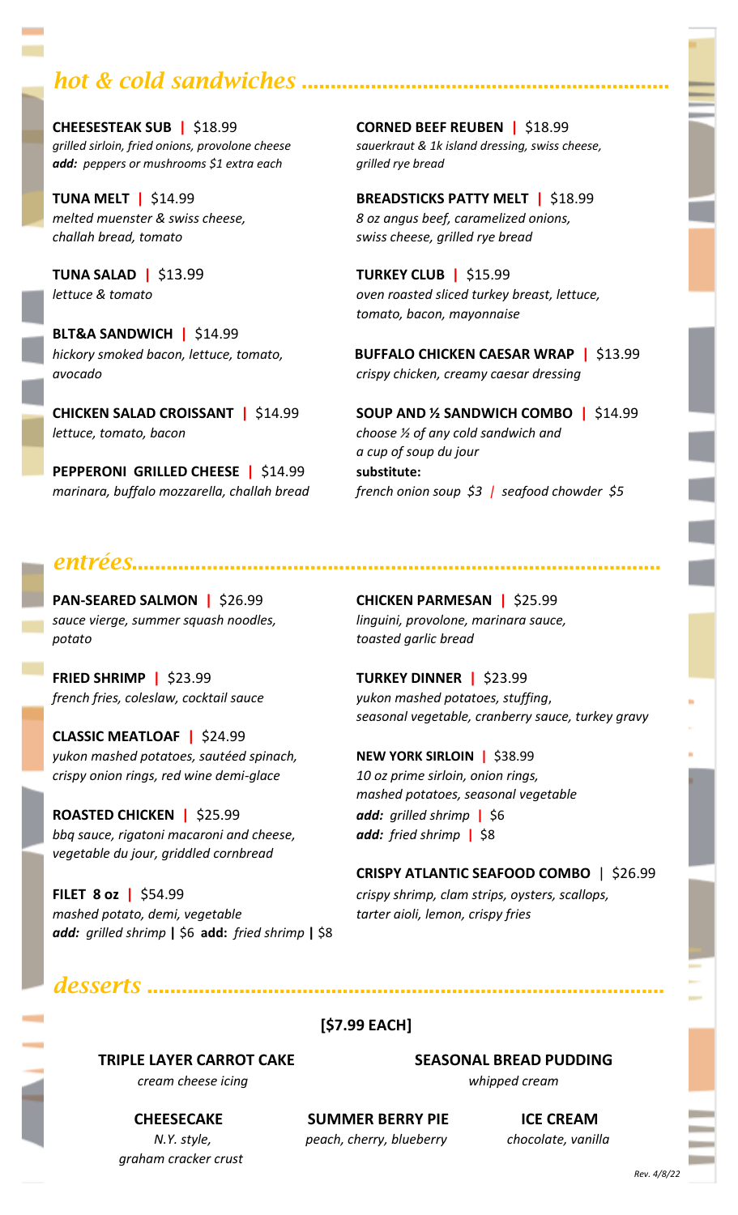## *hot & cold sandwiches*

**CHEESESTEAK SUB | $18.99**
*grilled sirloin, fried onions, provolone cheese*
***add:*** *peppers or mushrooms $1 extra each*

**TUNA MELT | $14.99**
*melted muenster & swiss cheese, challah bread, tomato*

**TUNA SALAD | $13.99**
*lettuce & tomato*

**BLT&A SANDWICH | $14.99**
*hickory smoked bacon, lettuce, tomato, avocado*

**CHICKEN SALAD CROISSANT | $14.99**
*lettuce, tomato, bacon*

**PEPPERONI GRILLED CHEESE | $14.99**
*marinara, buffalo mozzarella, challah bread*

**CORNED BEEF REUBEN | $18.99**
*sauerkraut & 1k island dressing, swiss cheese, grilled rye bread*

**BREADSTICKS PATTY MELT | $18.99**
*8 oz angus beef, caramelized onions, swiss cheese, grilled rye bread*

**TURKEY CLUB | $15.99**
*oven roasted sliced turkey breast, lettuce, tomato, bacon, mayonnaise*

**BUFFALO CHICKEN CAESAR WRAP | $13.99**
*crispy chicken, creamy caesar dressing*

**SOUP AND ½ SANDWICH COMBO | $14.99**
*choose ½ of any cold sandwich and a cup of soup du jour*
**substitute:**
*french onion soup $3 | seafood chowder $5*

## *entrées*

**PAN-SEARED SALMON | $26.99**
*sauce vierge, summer squash noodles, potato*

**FRIED SHRIMP | $23.99**
*french fries, coleslaw, cocktail sauce*

**CLASSIC MEATLOAF | $24.99**
*yukon mashed potatoes, sautéed spinach, crispy onion rings, red wine demi-glace*

**ROASTED CHICKEN | $25.99**
*bbq sauce, rigatoni macaroni and cheese, vegetable du jour, griddled cornbread*

**FILET 8 oz | $54.99**
*mashed potato, demi, vegetable*
***add:*** *grilled shrimp* | $6 **add:** *fried shrimp* | $8

**CHICKEN PARMESAN | $25.99**
*linguini, provolone, marinara sauce, toasted garlic bread*

**TURKEY DINNER | $23.99**
*yukon mashed potatoes, stuffing, seasonal vegetable, cranberry sauce, turkey gravy*

**NEW YORK SIRLOIN | $38.99**
*10 oz prime sirloin, onion rings, mashed potatoes, seasonal vegetable*
***add:*** *grilled shrimp* | $6
***add:*** *fried shrimp* | $8

**CRISPY ATLANTIC SEAFOOD COMBO | $26.99**
*crispy shrimp, clam strips, oysters, scallops, tarter aioli, lemon, crispy fries*

## *desserts*

**[$7.99 EACH]**

**TRIPLE LAYER CARROT CAKE**
*cream cheese icing*

**SEASONAL BREAD PUDDING**
*whipped cream*

**CHEESECAKE**
*N.Y. style, graham cracker crust*

**SUMMER BERRY PIE**
*peach, cherry, blueberry*

**ICE CREAM**
*chocolate, vanilla*

*Rev. 4/8/22*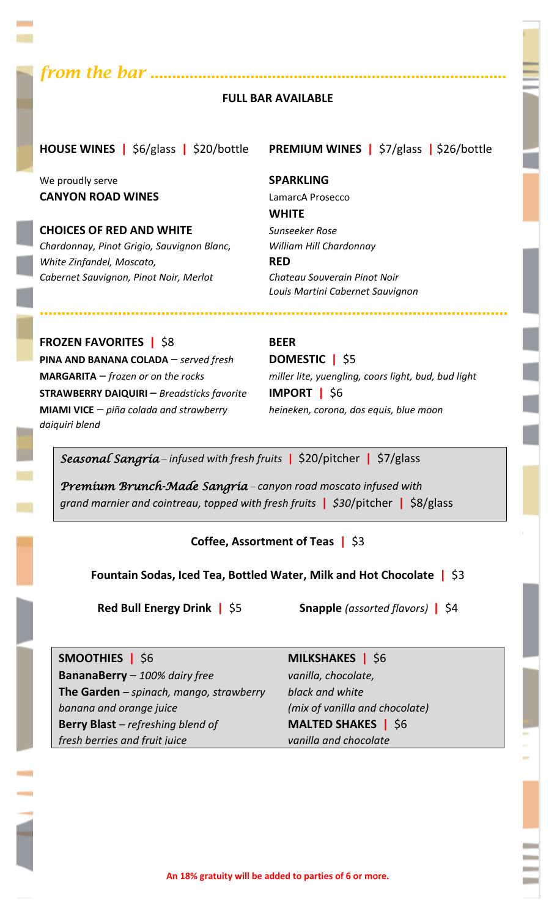## *from the bar*

**FULL BAR AVAILABLE**

**HOUSE WINES** | $6/glass | $20/bottle

We proudly serve
**CANYON ROAD WINES**

**CHOICES OF RED AND WHITE**
*Chardonnay, Pinot Grigio, Sauvignon Blanc, White Zinfandel, Moscato, Cabernet Sauvignon, Pinot Noir, Merlot*

**PREMIUM WINES** | $7/glass | $26/bottle

**SPARKLING**
LamarcA Prosecco

**WHITE**
*Sunseeker Rose*
*William Hill Chardonnay*

**RED**
*Chateau Souverain Pinot Noir*
*Louis Martini Cabernet Sauvignon*

---

**FROZEN FAVORITES** | $8

**PINA AND BANANA COLADA** – *served fresh*
**MARGARITA** – *frozen or on the rocks*
**STRAWBERRY DAIQUIRI** – *Breadsticks favorite*
**MIAMI VICE** – *piña colada and strawberry daiquiri blend*

**BEER**

**DOMESTIC** | $5
*miller lite, yuengling, coors light, bud, bud light*

**IMPORT** | $6
*heineken, corona, dos equis, blue moon*

***Seasonal Sangria*** – *infused with fresh fruits* | $20/pitcher | $7/glass

***Premium Brunch-Made Sangria*** – *canyon road moscato infused with grand marnier and cointreau, topped with fresh fruits* | *$30*/pitcher | $8/glass

**Coffee, Assortment of Teas** | $3

**Fountain Sodas, Iced Tea, Bottled Water, Milk and Hot Chocolate** | $3

**Red Bull Energy Drink** | $5

**Snapple** *(assorted flavors)* | $4

**SMOOTHIES** | $6

**BananaBerry** – *100% dairy free*
**The Garden** – *spinach, mango, strawberry banana and orange juice*
**Berry Blast** – *refreshing blend of fresh berries and fruit juice*

**MILKSHAKES** | $6

*vanilla, chocolate, black and white (mix of vanilla and chocolate)*

**MALTED SHAKES** | $6
*vanilla and chocolate*

**An 18% gratuity will be added to parties of 6 or more.**